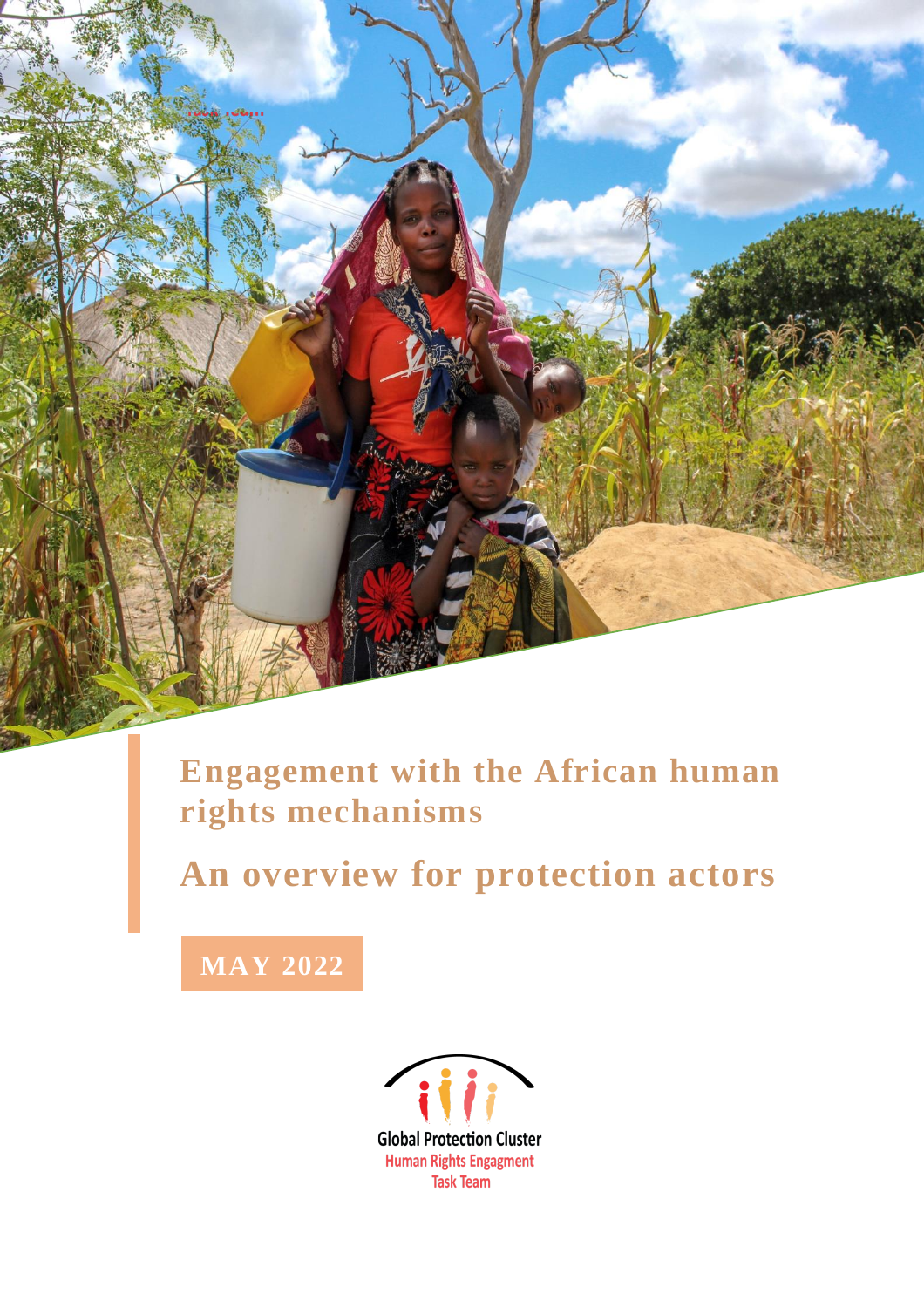# Engagement with the African human rights mechanisms

## An overview for protection actors

**MAY 2022**

Global Protection Cluster
Human Rights Engagment
Task Team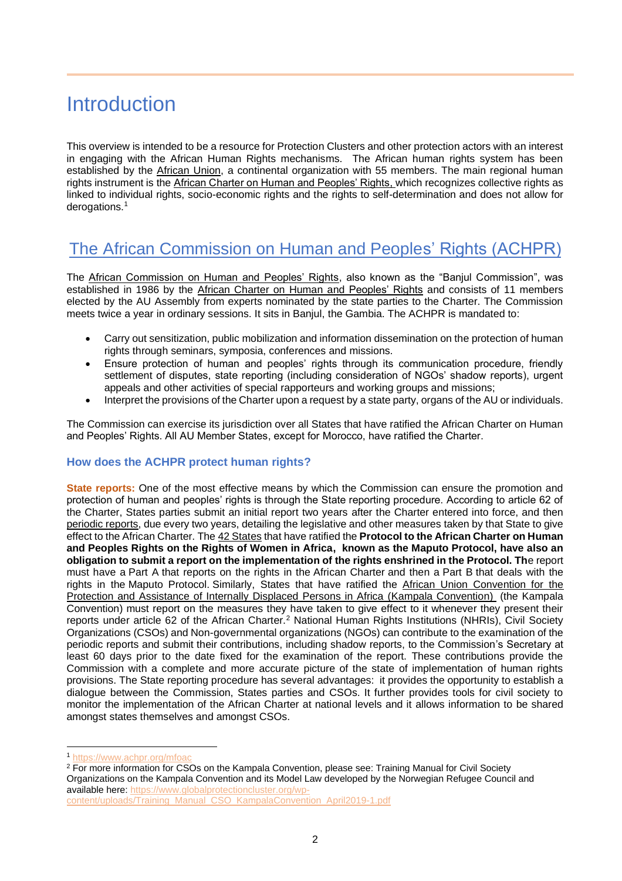# Introduction

This overview is intended to be a resource for Protection Clusters and other protection actors with an interest in engaging with the African Human Rights mechanisms. The African human rights system has been established by the African Union, a continental organization with 55 members. The main regional human rights instrument is the African Charter on Human and Peoples' Rights, which recognizes collective rights as linked to individual rights, socio-economic rights and the rights to self-determination and does not allow for derogations.[1]

## The African Commission on Human and Peoples' Rights (ACHPR)

The African Commission on Human and Peoples' Rights, also known as the "Banjul Commission", was established in 1986 by the African Charter on Human and Peoples' Rights and consists of 11 members elected by the AU Assembly from experts nominated by the state parties to the Charter. The Commission meets twice a year in ordinary sessions. It sits in Banjul, the Gambia. The ACHPR is mandated to:

- Carry out sensitization, public mobilization and information dissemination on the protection of human rights through seminars, symposia, conferences and missions.
- Ensure protection of human and peoples' rights through its communication procedure, friendly settlement of disputes, state reporting (including consideration of NGOs' shadow reports), urgent appeals and other activities of special rapporteurs and working groups and missions;
- Interpret the provisions of the Charter upon a request by a state party, organs of the AU or individuals.

The Commission can exercise its jurisdiction over all States that have ratified the African Charter on Human and Peoples' Rights. All AU Member States, except for Morocco, have ratified the Charter.

### How does the ACHPR protect human rights?

**State reports:** One of the most effective means by which the Commission can ensure the promotion and protection of human and peoples' rights is through the State reporting procedure. According to article 62 of the Charter, States parties submit an initial report two years after the Charter entered into force, and then periodic reports, due every two years, detailing the legislative and other measures taken by that State to give effect to the African Charter. The 42 States that have ratified the **Protocol to the African Charter on Human and Peoples Rights on the Rights of Women in Africa, known as the Maputo Protocol, have also an obligation to submit a report on the implementation of the rights enshrined in the Protocol. Th**e report must have a Part A that reports on the rights in the African Charter and then a Part B that deals with the rights in the Maputo Protocol. Similarly, States that have ratified the African Union Convention for the Protection and Assistance of Internally Displaced Persons in Africa (Kampala Convention) (the Kampala Convention) must report on the measures they have taken to give effect to it whenever they present their reports under article 62 of the African Charter.[2] National Human Rights Institutions (NHRIs), Civil Society Organizations (CSOs) and Non-governmental organizations (NGOs) can contribute to the examination of the periodic reports and submit their contributions, including shadow reports, to the Commission's Secretary at least 60 days prior to the date fixed for the examination of the report. These contributions provide the Commission with a complete and more accurate picture of the state of implementation of human rights provisions. The State reporting procedure has several advantages: it provides the opportunity to establish a dialogue between the Commission, States parties and CSOs. It further provides tools for civil society to monitor the implementation of the African Charter at national levels and it allows information to be shared amongst states themselves and amongst CSOs.

---

[1] https://www.achpr.org/mfoac

[2] For more information for CSOs on the Kampala Convention, please see: Training Manual for Civil Society Organizations on the Kampala Convention and its Model Law developed by the Norwegian Refugee Council and available here: https://www.globalprotectioncluster.org/wp-content/uploads/Training_Manual_CSO_KampalaConvention_April2019-1.pdf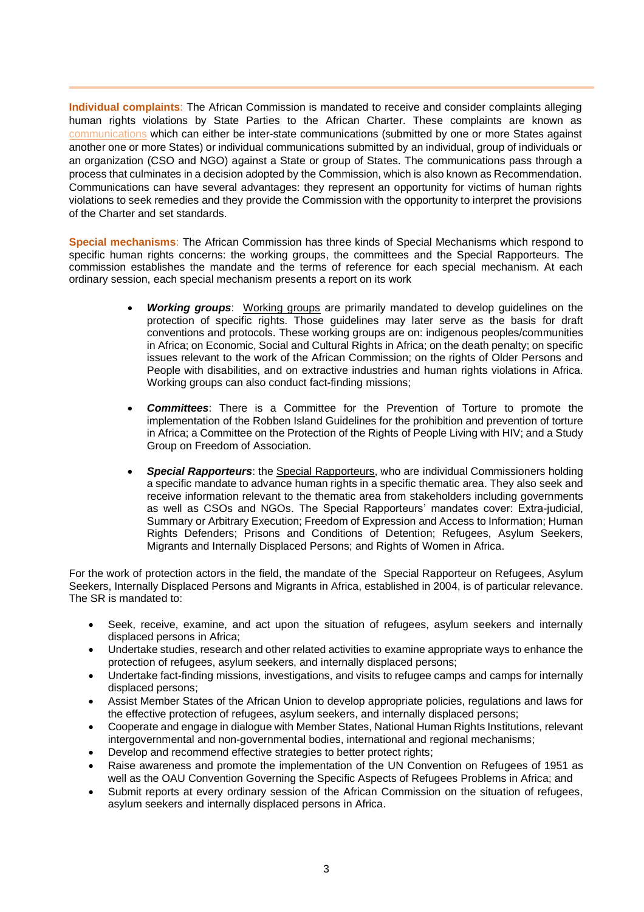**Individual complaints**: The African Commission is mandated to receive and consider complaints alleging human rights violations by State Parties to the African Charter. These complaints are known as communications which can either be inter-state communications (submitted by one or more States against another one or more States) or individual communications submitted by an individual, group of individuals or an organization (CSO and NGO) against a State or group of States. The communications pass through a process that culminates in a decision adopted by the Commission, which is also known as Recommendation. Communications can have several advantages: they represent an opportunity for victims of human rights violations to seek remedies and they provide the Commission with the opportunity to interpret the provisions of the Charter and set standards.

**Special mechanisms**: The African Commission has three kinds of Special Mechanisms which respond to specific human rights concerns: the working groups, the committees and the Special Rapporteurs. The commission establishes the mandate and the terms of reference for each special mechanism. At each ordinary session, each special mechanism presents a report on its work

- ***Working groups***: Working groups are primarily mandated to develop guidelines on the protection of specific rights. Those guidelines may later serve as the basis for draft conventions and protocols. These working groups are on: indigenous peoples/communities in Africa; on Economic, Social and Cultural Rights in Africa; on the death penalty; on specific issues relevant to the work of the African Commission; on the rights of Older Persons and People with disabilities, and on extractive industries and human rights violations in Africa. Working groups can also conduct fact-finding missions;
- ***Committees***: There is a Committee for the Prevention of Torture to promote the implementation of the Robben Island Guidelines for the prohibition and prevention of torture in Africa; a Committee on the Protection of the Rights of People Living with HIV; and a Study Group on Freedom of Association.
- ***Special Rapporteurs***: the Special Rapporteurs, who are individual Commissioners holding a specific mandate to advance human rights in a specific thematic area. They also seek and receive information relevant to the thematic area from stakeholders including governments as well as CSOs and NGOs. The Special Rapporteurs' mandates cover: Extra-judicial, Summary or Arbitrary Execution; Freedom of Expression and Access to Information; Human Rights Defenders; Prisons and Conditions of Detention; Refugees, Asylum Seekers, Migrants and Internally Displaced Persons; and Rights of Women in Africa.

For the work of protection actors in the field, the mandate of the Special Rapporteur on Refugees, Asylum Seekers, Internally Displaced Persons and Migrants in Africa, established in 2004, is of particular relevance. The SR is mandated to:

- Seek, receive, examine, and act upon the situation of refugees, asylum seekers and internally displaced persons in Africa;
- Undertake studies, research and other related activities to examine appropriate ways to enhance the protection of refugees, asylum seekers, and internally displaced persons;
- Undertake fact-finding missions, investigations, and visits to refugee camps and camps for internally displaced persons;
- Assist Member States of the African Union to develop appropriate policies, regulations and laws for the effective protection of refugees, asylum seekers, and internally displaced persons;
- Cooperate and engage in dialogue with Member States, National Human Rights Institutions, relevant intergovernmental and non-governmental bodies, international and regional mechanisms;
- Develop and recommend effective strategies to better protect rights;
- Raise awareness and promote the implementation of the UN Convention on Refugees of 1951 as well as the OAU Convention Governing the Specific Aspects of Refugees Problems in Africa; and
- Submit reports at every ordinary session of the African Commission on the situation of refugees, asylum seekers and internally displaced persons in Africa.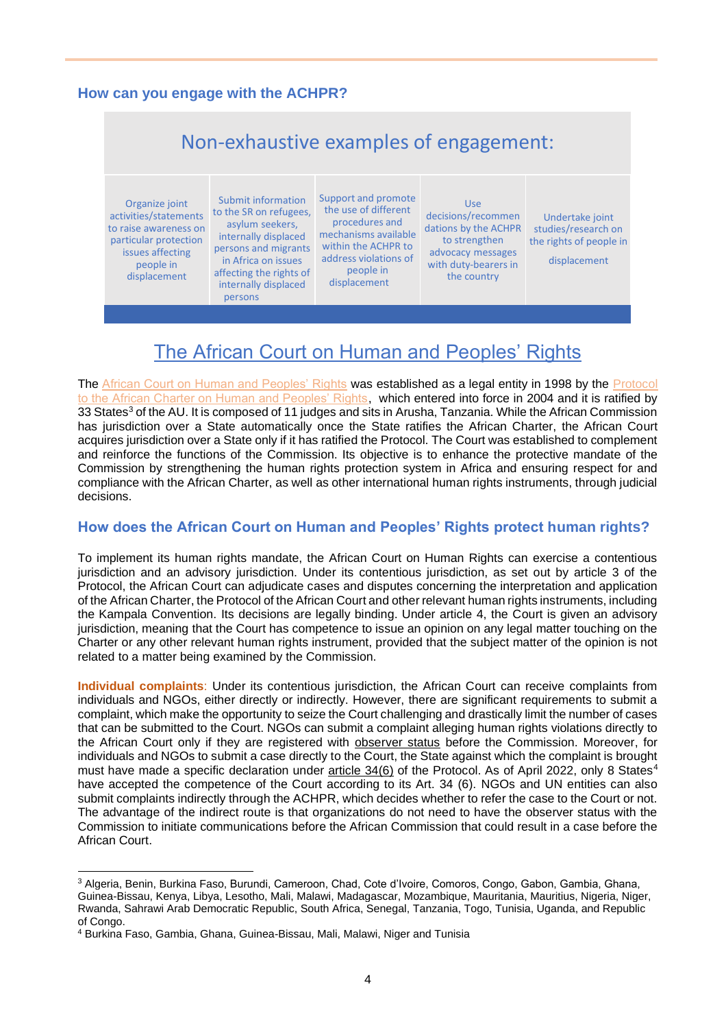### How can you engage with the ACHPR?

Non-exhaustive examples of engagement:

| | | | | |
|---|---|---|---|---|
| Organize joint activities/statements to raise awareness on particular protection issues affecting people in displacement | Submit information to the SR on refugees, asylum seekers, internally displaced persons and migrants in Africa on issues affecting the rights of internally displaced persons | Support and promote the use of different procedures and mechanisms available within the ACHPR to address violations of people in displacement | Use decisions/recommendations by the ACHPR to strengthen advocacy messages with duty-bearers in the country | Undertake joint studies/research on the rights of people in displacement |

## The African Court on Human and Peoples' Rights

The African Court on Human and Peoples' Rights was established as a legal entity in 1998 by the Protocol to the African Charter on Human and Peoples' Rights, which entered into force in 2004 and it is ratified by 33 States[3] of the AU. It is composed of 11 judges and sits in Arusha, Tanzania. While the African Commission has jurisdiction over a State automatically once the State ratifies the African Charter, the African Court acquires jurisdiction over a State only if it has ratified the Protocol. The Court was established to complement and reinforce the functions of the Commission. Its objective is to enhance the protective mandate of the Commission by strengthening the human rights protection system in Africa and ensuring respect for and compliance with the African Charter, as well as other international human rights instruments, through judicial decisions.

### How does the African Court on Human and Peoples' Rights protect human rights?

To implement its human rights mandate, the African Court on Human Rights can exercise a contentious jurisdiction and an advisory jurisdiction. Under its contentious jurisdiction, as set out by article 3 of the Protocol, the African Court can adjudicate cases and disputes concerning the interpretation and application of the African Charter, the Protocol of the African Court and other relevant human rights instruments, including the Kampala Convention. Its decisions are legally binding. Under article 4, the Court is given an advisory jurisdiction, meaning that the Court has competence to issue an opinion on any legal matter touching on the Charter or any other relevant human rights instrument, provided that the subject matter of the opinion is not related to a matter being examined by the Commission.

**Individual complaints**: Under its contentious jurisdiction, the African Court can receive complaints from individuals and NGOs, either directly or indirectly. However, there are significant requirements to submit a complaint, which make the opportunity to seize the Court challenging and drastically limit the number of cases that can be submitted to the Court. NGOs can submit a complaint alleging human rights violations directly to the African Court only if they are registered with observer status before the Commission. Moreover, for individuals and NGOs to submit a case directly to the Court, the State against which the complaint is brought must have made a specific declaration under article 34(6) of the Protocol. As of April 2022, only 8 States[4] have accepted the competence of the Court according to its Art. 34 (6). NGOs and UN entities can also submit complaints indirectly through the ACHPR, which decides whether to refer the case to the Court or not. The advantage of the indirect route is that organizations do not need to have the observer status with the Commission to initiate communications before the African Commission that could result in a case before the African Court.

---

[3] Algeria, Benin, Burkina Faso, Burundi, Cameroon, Chad, Cote d'Ivoire, Comoros, Congo, Gabon, Gambia, Ghana, Guinea-Bissau, Kenya, Libya, Lesotho, Mali, Malawi, Madagascar, Mozambique, Mauritania, Mauritius, Nigeria, Niger, Rwanda, Sahrawi Arab Democratic Republic, South Africa, Senegal, Tanzania, Togo, Tunisia, Uganda, and Republic of Congo.

[4] Burkina Faso, Gambia, Ghana, Guinea-Bissau, Mali, Malawi, Niger and Tunisia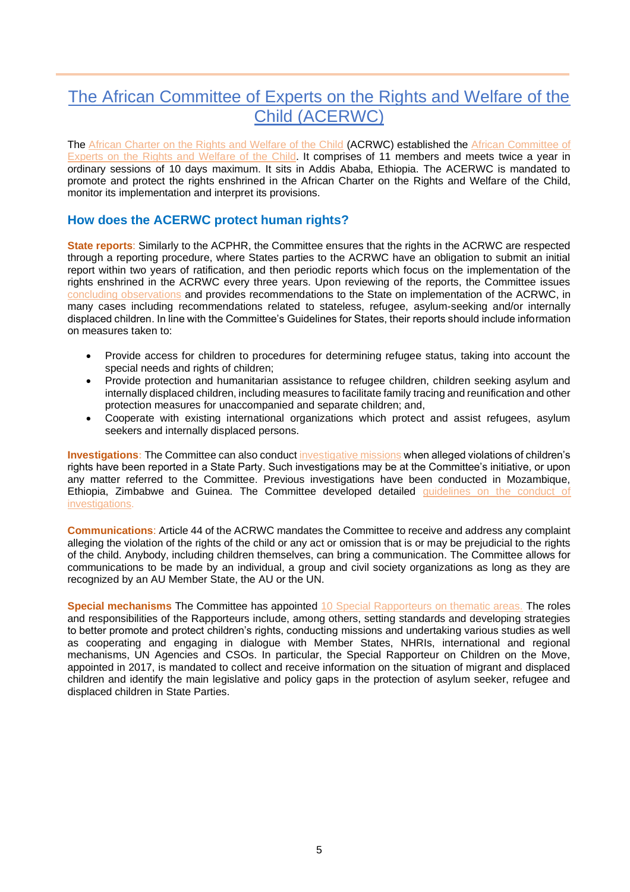# The African Committee of Experts on the Rights and Welfare of the Child (ACERWC)

The African Charter on the Rights and Welfare of the Child (ACRWC) established the African Committee of Experts on the Rights and Welfare of the Child. It comprises of 11 members and meets twice a year in ordinary sessions of 10 days maximum. It sits in Addis Ababa, Ethiopia. The ACERWC is mandated to promote and protect the rights enshrined in the African Charter on the Rights and Welfare of the Child, monitor its implementation and interpret its provisions.

## How does the ACERWC protect human rights?

**State reports**: Similarly to the ACPHR, the Committee ensures that the rights in the ACRWC are respected through a reporting procedure, where States parties to the ACRWC have an obligation to submit an initial report within two years of ratification, and then periodic reports which focus on the implementation of the rights enshrined in the ACRWC every three years. Upon reviewing of the reports, the Committee issues concluding observations and provides recommendations to the State on implementation of the ACRWC, in many cases including recommendations related to stateless, refugee, asylum-seeking and/or internally displaced children. In line with the Committee's Guidelines for States, their reports should include information on measures taken to:

- Provide access for children to procedures for determining refugee status, taking into account the special needs and rights of children;
- Provide protection and humanitarian assistance to refugee children, children seeking asylum and internally displaced children, including measures to facilitate family tracing and reunification and other protection measures for unaccompanied and separate children; and,
- Cooperate with existing international organizations which protect and assist refugees, asylum seekers and internally displaced persons.

**Investigations**: The Committee can also conduct investigative missions when alleged violations of children's rights have been reported in a State Party. Such investigations may be at the Committee's initiative, or upon any matter referred to the Committee. Previous investigations have been conducted in Mozambique, Ethiopia, Zimbabwe and Guinea. The Committee developed detailed guidelines on the conduct of investigations.

**Communications**: Article 44 of the ACRWC mandates the Committee to receive and address any complaint alleging the violation of the rights of the child or any act or omission that is or may be prejudicial to the rights of the child. Anybody, including children themselves, can bring a communication. The Committee allows for communications to be made by an individual, a group and civil society organizations as long as they are recognized by an AU Member State, the AU or the UN.

**Special mechanisms** The Committee has appointed 10 Special Rapporteurs on thematic areas. The roles and responsibilities of the Rapporteurs include, among others, setting standards and developing strategies to better promote and protect children's rights, conducting missions and undertaking various studies as well as cooperating and engaging in dialogue with Member States, NHRIs, international and regional mechanisms, UN Agencies and CSOs. In particular, the Special Rapporteur on Children on the Move, appointed in 2017, is mandated to collect and receive information on the situation of migrant and displaced children and identify the main legislative and policy gaps in the protection of asylum seeker, refugee and displaced children in State Parties.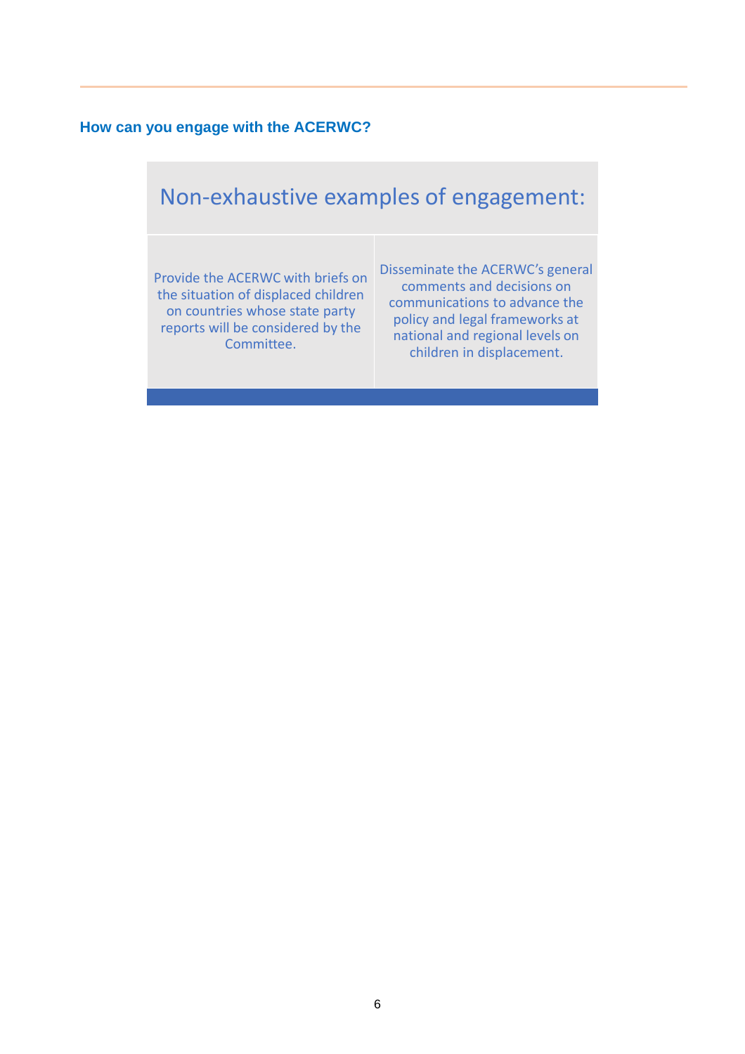### How can you engage with the ACERWC?

| Non-exhaustive examples of engagement: | |
|---|---|
| Provide the ACERWC with briefs on the situation of displaced children on countries whose state party reports will be considered by the Committee. | Disseminate the ACERWC's general comments and decisions on communications to advance the policy and legal frameworks at national and regional levels on children in displacement. |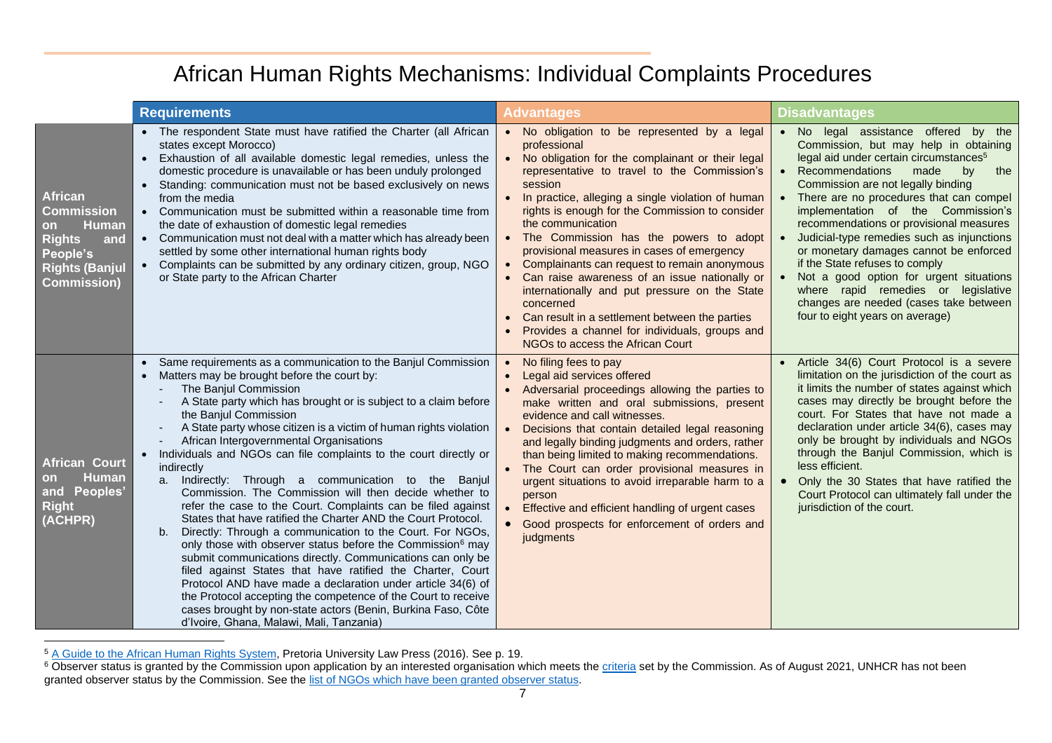# African Human Rights Mechanisms: Individual Complaints Procedures

| | Requirements | Advantages | Disadvantages |
|---|---|---|---|
| **African Commission on Human Rights and People's Rights (Banjul Commission)** | • The respondent State must have ratified the Charter (all African states except Morocco)<br>• Exhaustion of all available domestic legal remedies, unless the domestic procedure is unavailable or has been unduly prolonged<br>• Standing: communication must not be based exclusively on news from the media<br>• Communication must be submitted within a reasonable time from the date of exhaustion of domestic legal remedies<br>• Communication must not deal with a matter which has already been settled by some other international human rights body<br>• Complaints can be submitted by any ordinary citizen, group, NGO or State party to the African Charter | • No obligation to be represented by a legal professional<br>• No obligation for the complainant or their legal representative to travel to the Commission's session<br>• In practice, alleging a single violation of human rights is enough for the Commission to consider the communication<br>• The Commission has the powers to adopt provisional measures in cases of emergency<br>• Complainants can request to remain anonymous<br>• Can raise awareness of an issue nationally or internationally and put pressure on the State concerned<br>• Can result in a settlement between the parties<br>• Provides a channel for individuals, groups and NGOs to access the African Court | • No legal assistance offered by the Commission, but may help in obtaining legal aid under certain circumstances[5]<br>• Recommendations made by the Commission are not legally binding<br>• There are no procedures that can compel implementation of the Commission's recommendations or provisional measures<br>• Judicial-type remedies such as injunctions or monetary damages cannot be enforced if the State refuses to comply<br>• Not a good option for urgent situations where rapid remedies or legislative changes are needed (cases take between four to eight years on average) |
| **African Court on Human and Peoples' Right (ACHPR)** | • Same requirements as a communication to the Banjul Commission<br>• Matters may be brought before the court by:<br>- The Banjul Commission<br>- A State party which has brought or is subject to a claim before the Banjul Commission<br>- A State party whose citizen is a victim of human rights violation<br>- African Intergovernmental Organisations<br>• Individuals and NGOs can file complaints to the court directly or indirectly<br>a. Indirectly: Through a communication to the Banjul Commission. The Commission will then decide whether to refer the case to the Court. Complaints can be filed against States that have ratified the Charter AND the Court Protocol.<br>b. Directly: Through a communication to the Court. For NGOs, only those with observer status before the Commission[6] may submit communications directly. Communications can only be filed against States that have ratified the Charter, Court Protocol AND have made a declaration under article 34(6) of the Protocol accepting the competence of the Court to receive cases brought by non-state actors (Benin, Burkina Faso, Côte d'Ivoire, Ghana, Malawi, Mali, Tanzania) | • No filing fees to pay<br>• Legal aid services offered<br>• Adversarial proceedings allowing the parties to make written and oral submissions, present evidence and call witnesses.<br>• Decisions that contain detailed legal reasoning and legally binding judgments and orders, rather than being limited to making recommendations.<br>• The Court can order provisional measures in urgent situations to avoid irreparable harm to a person<br>• Effective and efficient handling of urgent cases<br>• Good prospects for enforcement of orders and judgments | • Article 34(6) Court Protocol is a severe limitation on the jurisdiction of the court as it limits the number of states against which cases may directly be brought before the court. For States that have not made a declaration under article 34(6), cases may only be brought by individuals and NGOs through the Banjul Commission, which is less efficient.<br>• Only the 30 States that have ratified the Court Protocol can ultimately fall under the jurisdiction of the court. |

[5] A Guide to the African Human Rights System, Pretoria University Law Press (2016). See p. 19.

[6] Observer status is granted by the Commission upon application by an interested organisation which meets the criteria set by the Commission. As of August 2021, UNHCR has not been granted observer status by the Commission. See the list of NGOs which have been granted observer status.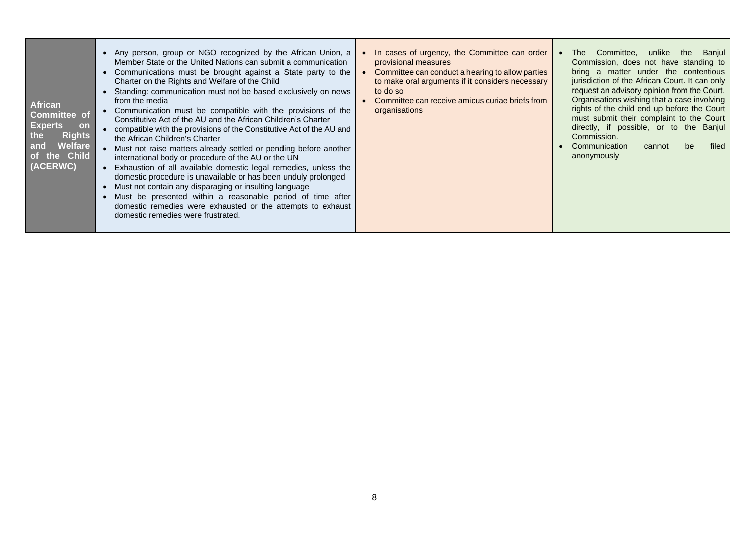| | | | |
|---|---|---|---|
| **African Committee of Experts on the Rights and Welfare of the Child (ACERWC)** | • Any person, group or NGO recognized by the African Union, a Member State or the United Nations can submit a communication<br>• Communications must be brought against a State party to the Charter on the Rights and Welfare of the Child<br>• Standing: communication must not be based exclusively on news from the media<br>• Communication must be compatible with the provisions of the Constitutive Act of the AU and the African Children's Charter<br>• compatible with the provisions of the Constitutive Act of the AU and the African Children's Charter<br>• Must not raise matters already settled or pending before another international body or procedure of the AU or the UN<br>• Exhaustion of all available domestic legal remedies, unless the domestic procedure is unavailable or has been unduly prolonged<br>• Must not contain any disparaging or insulting language<br>• Must be presented within a reasonable period of time after domestic remedies were exhausted or the attempts to exhaust domestic remedies were frustrated. | • In cases of urgency, the Committee can order provisional measures<br>• Committee can conduct a hearing to allow parties to make oral arguments if it considers necessary to do so<br>• Committee can receive amicus curiae briefs from organisations | • The Committee, unlike the Banjul Commission, does not have standing to bring a matter under the contentious jurisdiction of the African Court. It can only request an advisory opinion from the Court. Organisations wishing that a case involving rights of the child end up before the Court must submit their complaint to the Court directly, if possible, or to the Banjul Commission.<br>• Communication cannot be filed anonymously |